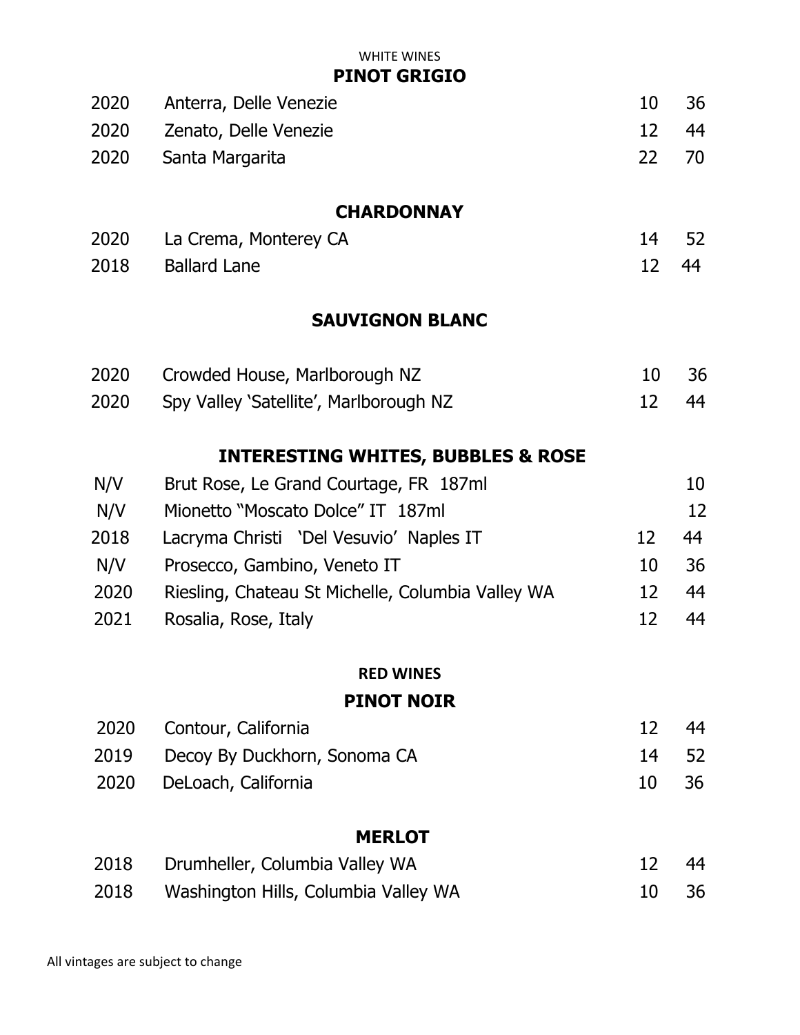## WHITE WINES

### PINOT GRIGIO

| Vintage | Wine | Glass | Bottle |
|---|---|---|---|
| 2020 | Anterra, Delle Venezie | 10 | 36 |
| 2020 | Zenato, Delle Venezie | 12 | 44 |
| 2020 | Santa Margarita | 22 | 70 |

### CHARDONNAY

| Vintage | Wine | Glass | Bottle |
|---|---|---|---|
| 2020 | La Crema, Monterey CA | 14 | 52 |
| 2018 | Ballard Lane | 12 | 44 |

### SAUVIGNON BLANC

| Vintage | Wine | Glass | Bottle |
|---|---|---|---|
| 2020 | Crowded House, Marlborough NZ | 10 | 36 |
| 2020 | Spy Valley 'Satellite', Marlborough NZ | 12 | 44 |

### INTERESTING WHITES, BUBBLES & ROSE

| Vintage | Wine | Glass | Bottle |
|---|---|---|---|
| N/V | Brut Rose, Le Grand Courtage, FR 187ml | | 10 |
| N/V | Mionetto "Moscato Dolce" IT 187ml | | 12 |
| 2018 | Lacryma Christi 'Del Vesuvio' Naples IT | 12 | 44 |
| N/V | Prosecco, Gambino, Veneto IT | 10 | 36 |
| 2020 | Riesling, Chateau St Michelle, Columbia Valley WA | 12 | 44 |
| 2021 | Rosalia, Rose, Italy | 12 | 44 |

## RED WINES

### PINOT NOIR

| Vintage | Wine | Glass | Bottle |
|---|---|---|---|
| 2020 | Contour, California | 12 | 44 |
| 2019 | Decoy By Duckhorn, Sonoma CA | 14 | 52 |
| 2020 | DeLoach, California | 10 | 36 |

### MERLOT

| Vintage | Wine | Glass | Bottle |
|---|---|---|---|
| 2018 | Drumheller, Columbia Valley WA | 12 | 44 |
| 2018 | Washington Hills, Columbia Valley WA | 10 | 36 |

All vintages are subject to change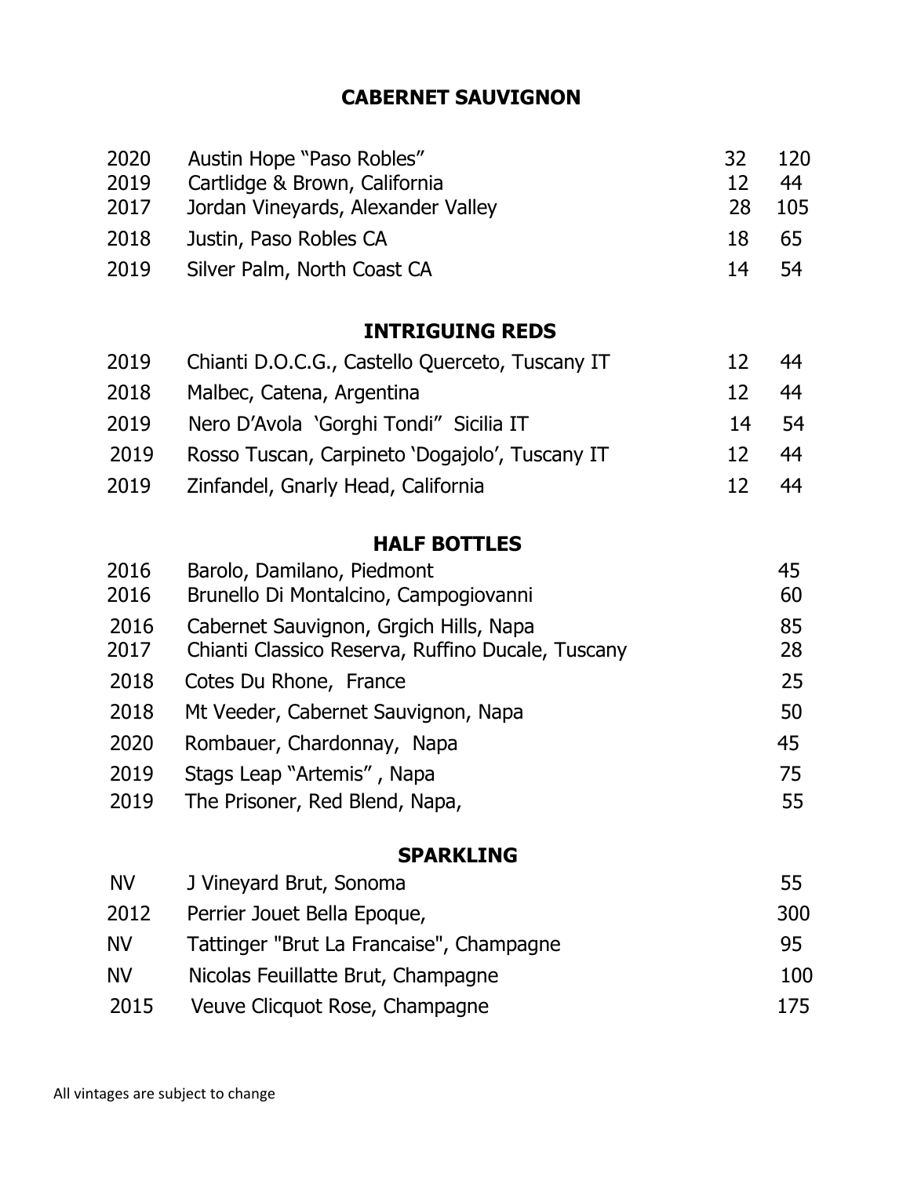## CABERNET SAUVIGNON

| | | | |
|---|---|---|---|
| 2020 | Austin Hope "Paso Robles" | 32 | 120 |
| 2019 | Cartlidge & Brown, California | 12 | 44 |
| 2017 | Jordan Vineyards, Alexander Valley | 28 | 105 |
| 2018 | Justin, Paso Robles CA | 18 | 65 |
| 2019 | Silver Palm, North Coast CA | 14 | 54 |

## INTRIGUING REDS

| | | | |
|---|---|---|---|
| 2019 | Chianti D.O.C.G., Castello Querceto, Tuscany IT | 12 | 44 |
| 2018 | Malbec, Catena, Argentina | 12 | 44 |
| 2019 | Nero D'Avola 'Gorghi Tondi" Sicilia IT | 14 | 54 |
| 2019 | Rosso Tuscan, Carpineto 'Dogajolo', Tuscany IT | 12 | 44 |
| 2019 | Zinfandel, Gnarly Head, California | 12 | 44 |

## HALF BOTTLES

| | | |
|---|---|---|
| 2016 | Barolo, Damilano, Piedmont | 45 |
| 2016 | Brunello Di Montalcino, Campogiovanni | 60 |
| 2016 | Cabernet Sauvignon, Grgich Hills, Napa | 85 |
| 2017 | Chianti Classico Reserva, Ruffino Ducale, Tuscany | 28 |
| 2018 | Cotes Du Rhone, France | 25 |
| 2018 | Mt Veeder, Cabernet Sauvignon, Napa | 50 |
| 2020 | Rombauer, Chardonnay, Napa | 45 |
| 2019 | Stags Leap "Artemis" , Napa | 75 |
| 2019 | The Prisoner, Red Blend, Napa, | 55 |

## SPARKLING

| | | |
|---|---|---|
| NV | J Vineyard Brut, Sonoma | 55 |
| 2012 | Perrier Jouet Bella Epoque, | 300 |
| NV | Tattinger "Brut La Francaise", Champagne | 95 |
| NV | Nicolas Feuillatte Brut, Champagne | 100 |
| 2015 | Veuve Clicquot Rose, Champagne | 175 |

All vintages are subject to change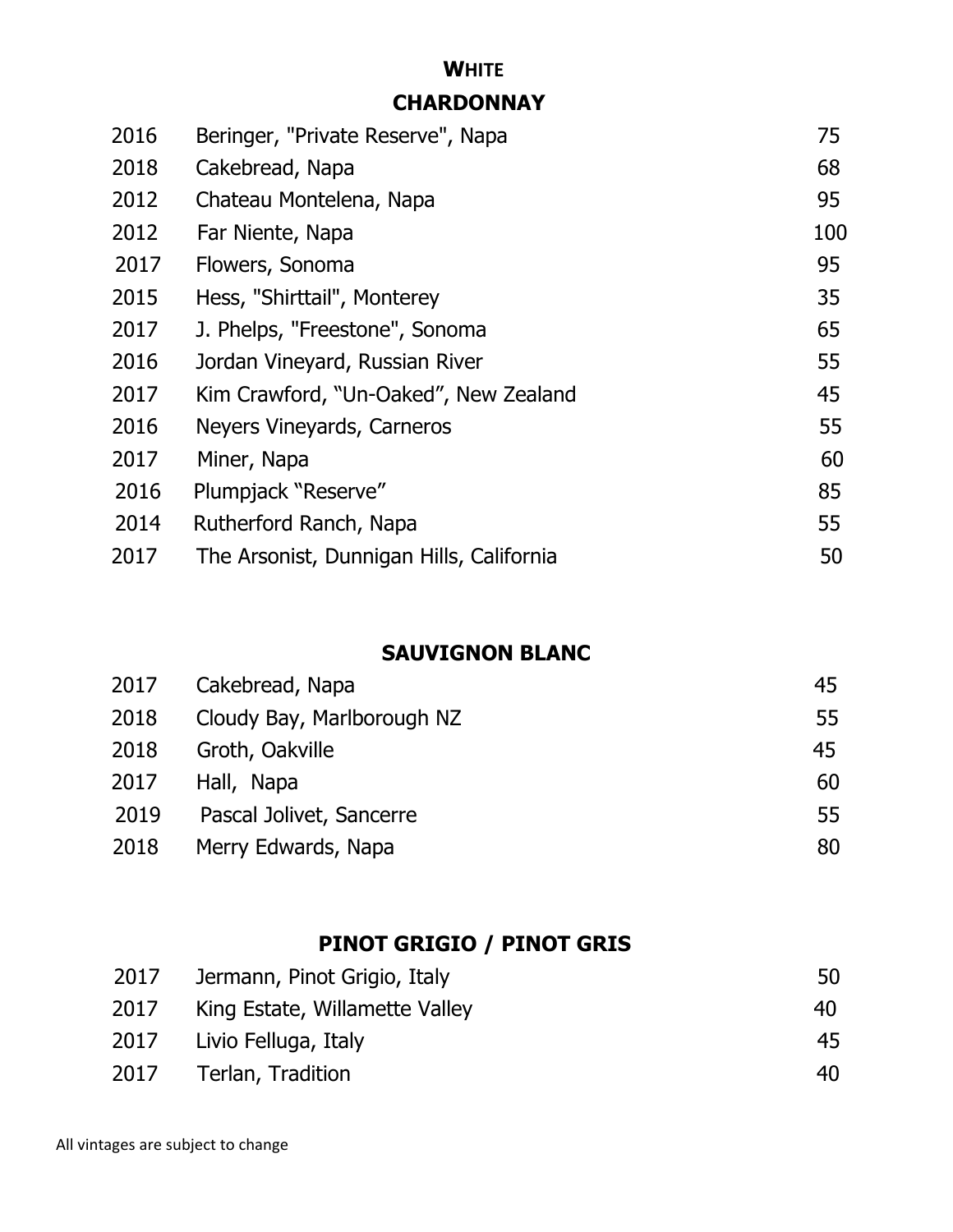# WHITE

## CHARDONNAY

| Vintage | Wine | Price |
|---|---|---|
| 2016 | Beringer, "Private Reserve", Napa | 75 |
| 2018 | Cakebread, Napa | 68 |
| 2012 | Chateau Montelena, Napa | 95 |
| 2012 | Far Niente, Napa | 100 |
| 2017 | Flowers, Sonoma | 95 |
| 2015 | Hess, "Shirttail", Monterey | 35 |
| 2017 | J. Phelps, "Freestone", Sonoma | 65 |
| 2016 | Jordan Vineyard, Russian River | 55 |
| 2017 | Kim Crawford, "Un-Oaked", New Zealand | 45 |
| 2016 | Neyers Vineyards, Carneros | 55 |
| 2017 | Miner, Napa | 60 |
| 2016 | Plumpjack "Reserve" | 85 |
| 2014 | Rutherford Ranch, Napa | 55 |
| 2017 | The Arsonist, Dunnigan Hills, California | 50 |

## SAUVIGNON BLANC

| Vintage | Wine | Price |
|---|---|---|
| 2017 | Cakebread, Napa | 45 |
| 2018 | Cloudy Bay, Marlborough NZ | 55 |
| 2018 | Groth, Oakville | 45 |
| 2017 | Hall, Napa | 60 |
| 2019 | Pascal Jolivet, Sancerre | 55 |
| 2018 | Merry Edwards, Napa | 80 |

## PINOT GRIGIO / PINOT GRIS

| Vintage | Wine | Price |
|---|---|---|
| 2017 | Jermann, Pinot Grigio, Italy | 50 |
| 2017 | King Estate, Willamette Valley | 40 |
| 2017 | Livio Felluga, Italy | 45 |
| 2017 | Terlan, Tradition | 40 |

All vintages are subject to change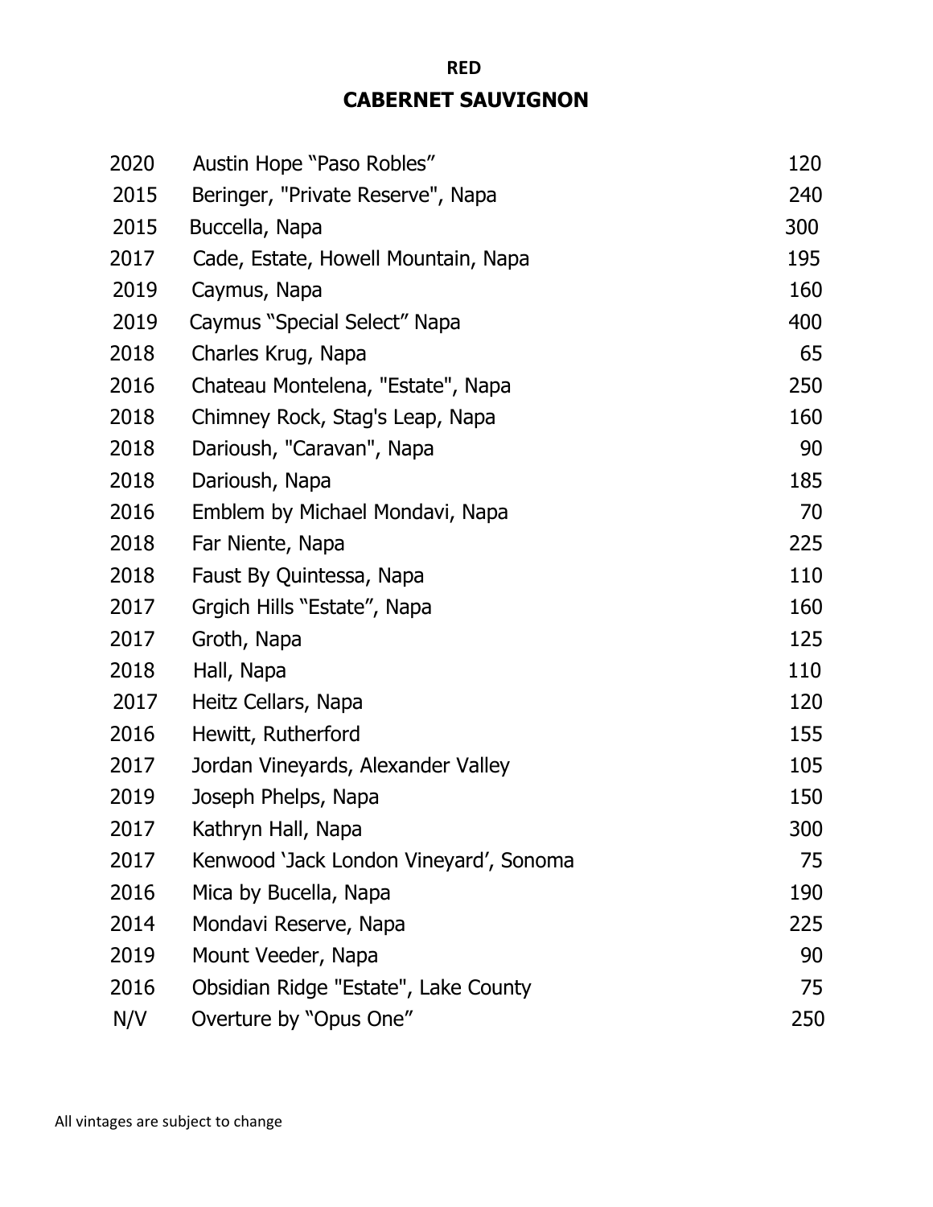**RED**

## CABERNET SAUVIGNON

| | | |
|---|---|---|
| 2020 | Austin Hope "Paso Robles" | 120 |
| 2015 | Beringer, "Private Reserve", Napa | 240 |
| 2015 | Buccella, Napa | 300 |
| 2017 | Cade, Estate, Howell Mountain, Napa | 195 |
| 2019 | Caymus, Napa | 160 |
| 2019 | Caymus "Special Select" Napa | 400 |
| 2018 | Charles Krug, Napa | 65 |
| 2016 | Chateau Montelena, "Estate", Napa | 250 |
| 2018 | Chimney Rock, Stag's Leap, Napa | 160 |
| 2018 | Darioush, "Caravan", Napa | 90 |
| 2018 | Darioush, Napa | 185 |
| 2016 | Emblem by Michael Mondavi, Napa | 70 |
| 2018 | Far Niente, Napa | 225 |
| 2018 | Faust By Quintessa, Napa | 110 |
| 2017 | Grgich Hills "Estate", Napa | 160 |
| 2017 | Groth, Napa | 125 |
| 2018 | Hall, Napa | 110 |
| 2017 | Heitz Cellars, Napa | 120 |
| 2016 | Hewitt, Rutherford | 155 |
| 2017 | Jordan Vineyards, Alexander Valley | 105 |
| 2019 | Joseph Phelps, Napa | 150 |
| 2017 | Kathryn Hall, Napa | 300 |
| 2017 | Kenwood 'Jack London Vineyard', Sonoma | 75 |
| 2016 | Mica by Bucella, Napa | 190 |
| 2014 | Mondavi Reserve, Napa | 225 |
| 2019 | Mount Veeder, Napa | 90 |
| 2016 | Obsidian Ridge "Estate", Lake County | 75 |
| N/V | Overture by "Opus One" | 250 |

All vintages are subject to change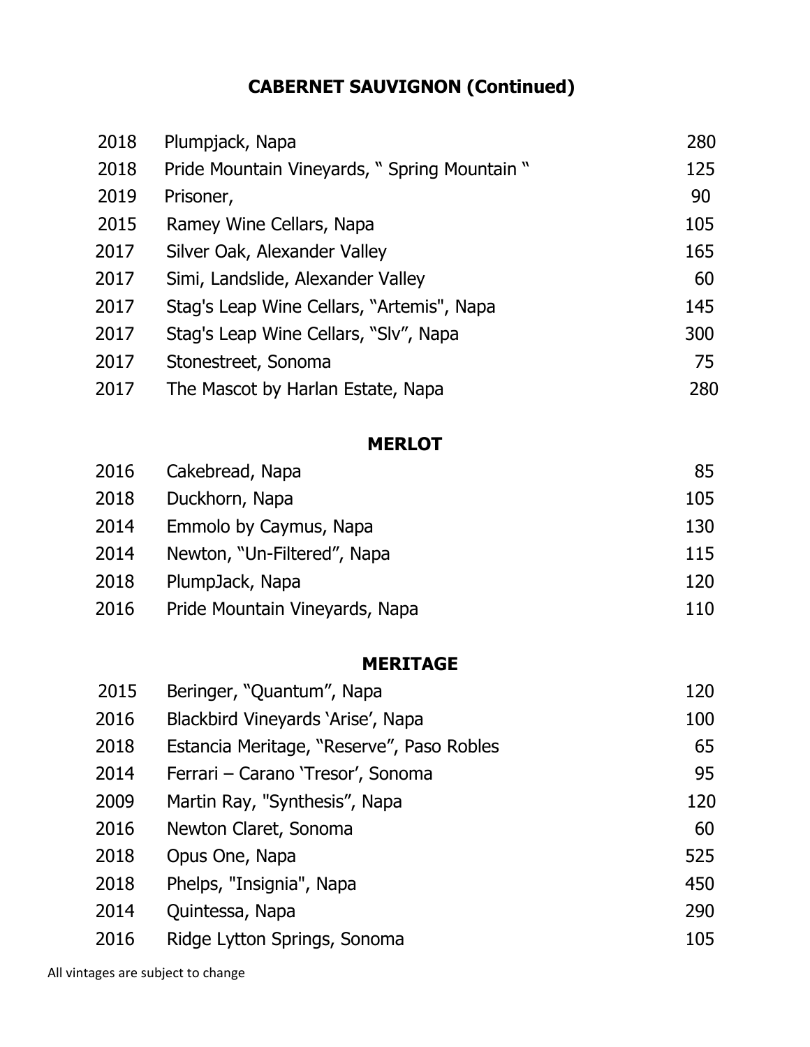## CABERNET SAUVIGNON (Continued)

| | | |
|---|---|---|
| 2018 | Plumpjack, Napa | 280 |
| 2018 | Pride Mountain Vineyards, " Spring Mountain " | 125 |
| 2019 | Prisoner, | 90 |
| 2015 | Ramey Wine Cellars, Napa | 105 |
| 2017 | Silver Oak, Alexander Valley | 165 |
| 2017 | Simi, Landslide, Alexander Valley | 60 |
| 2017 | Stag's Leap Wine Cellars, "Artemis", Napa | 145 |
| 2017 | Stag's Leap Wine Cellars, "Slv", Napa | 300 |
| 2017 | Stonestreet, Sonoma | 75 |
| 2017 | The Mascot by Harlan Estate, Napa | 280 |

## MERLOT

| | | |
|---|---|---|
| 2016 | Cakebread, Napa | 85 |
| 2018 | Duckhorn, Napa | 105 |
| 2014 | Emmolo by Caymus, Napa | 130 |
| 2014 | Newton, "Un-Filtered", Napa | 115 |
| 2018 | PlumpJack, Napa | 120 |
| 2016 | Pride Mountain Vineyards, Napa | 110 |

## MERITAGE

| | | |
|---|---|---|
| 2015 | Beringer, "Quantum", Napa | 120 |
| 2016 | Blackbird Vineyards 'Arise', Napa | 100 |
| 2018 | Estancia Meritage, "Reserve", Paso Robles | 65 |
| 2014 | Ferrari – Carano 'Tresor', Sonoma | 95 |
| 2009 | Martin Ray, "Synthesis", Napa | 120 |
| 2016 | Newton Claret, Sonoma | 60 |
| 2018 | Opus One, Napa | 525 |
| 2018 | Phelps, "Insignia", Napa | 450 |
| 2014 | Quintessa, Napa | 290 |
| 2016 | Ridge Lytton Springs, Sonoma | 105 |

All vintages are subject to change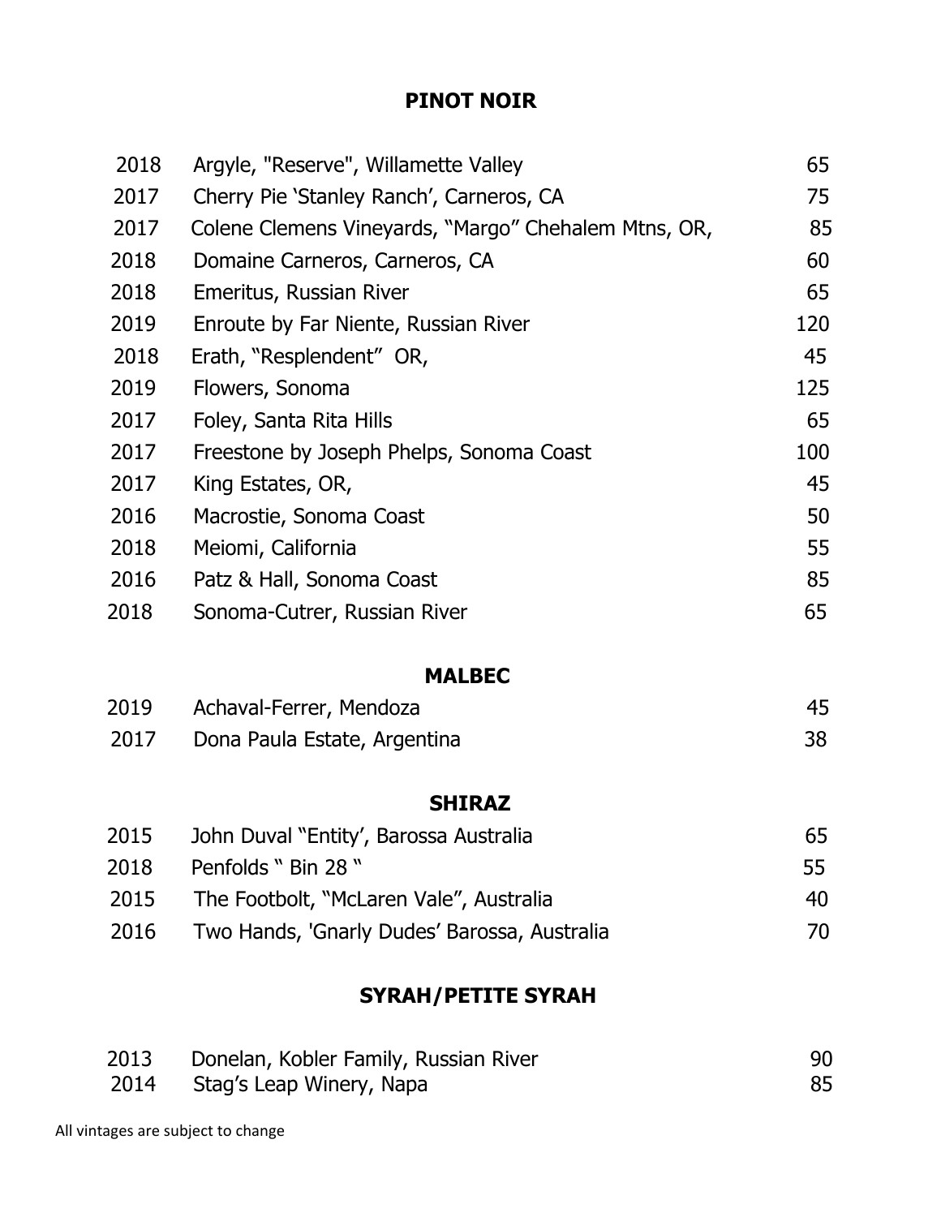## PINOT NOIR

| Vintage | Wine | Price |
|---|---|---|
| 2018 | Argyle, "Reserve", Willamette Valley | 65 |
| 2017 | Cherry Pie 'Stanley Ranch', Carneros, CA | 75 |
| 2017 | Colene Clemens Vineyards, "Margo" Chehalem Mtns, OR, | 85 |
| 2018 | Domaine Carneros, Carneros, CA | 60 |
| 2018 | Emeritus, Russian River | 65 |
| 2019 | Enroute by Far Niente, Russian River | 120 |
| 2018 | Erath, "Resplendent" OR, | 45 |
| 2019 | Flowers, Sonoma | 125 |
| 2017 | Foley, Santa Rita Hills | 65 |
| 2017 | Freestone by Joseph Phelps, Sonoma Coast | 100 |
| 2017 | King Estates, OR, | 45 |
| 2016 | Macrostie, Sonoma Coast | 50 |
| 2018 | Meiomi, California | 55 |
| 2016 | Patz & Hall, Sonoma Coast | 85 |
| 2018 | Sonoma-Cutrer, Russian River | 65 |

## MALBEC

| Vintage | Wine | Price |
|---|---|---|
| 2019 | Achaval-Ferrer, Mendoza | 45 |
| 2017 | Dona Paula Estate, Argentina | 38 |

## SHIRAZ

| Vintage | Wine | Price |
|---|---|---|
| 2015 | John Duval "Entity', Barossa Australia | 65 |
| 2018 | Penfolds " Bin 28 " | 55 |
| 2015 | The Footbolt, "McLaren Vale", Australia | 40 |
| 2016 | Two Hands, 'Gnarly Dudes' Barossa, Australia | 70 |

## SYRAH/PETITE SYRAH

| Vintage | Wine | Price |
|---|---|---|
| 2013 | Donelan, Kobler Family, Russian River | 90 |
| 2014 | Stag's Leap Winery, Napa | 85 |

All vintages are subject to change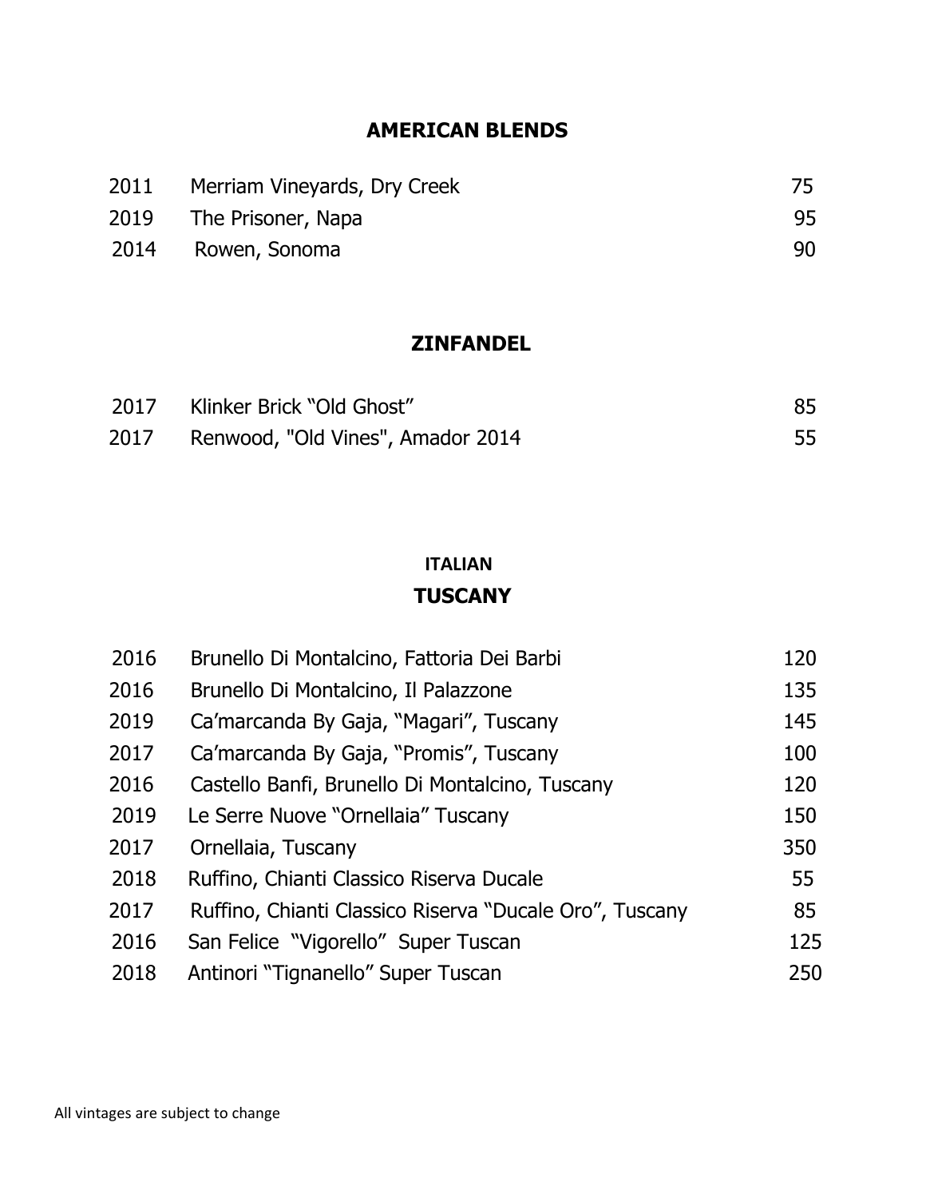## AMERICAN BLENDS

| | | |
|---|---|---|
| 2011 | Merriam Vineyards, Dry Creek | 75 |
| 2019 | The Prisoner, Napa | 95 |
| 2014 | Rowen, Sonoma | 90 |

## ZINFANDEL

| | | |
|---|---|---|
| 2017 | Klinker Brick "Old Ghost" | 85 |
| 2017 | Renwood, "Old Vines", Amador 2014 | 55 |

### ITALIAN

## TUSCANY

| | | |
|---|---|---|
| 2016 | Brunello Di Montalcino, Fattoria Dei Barbi | 120 |
| 2016 | Brunello Di Montalcino, Il Palazzone | 135 |
| 2019 | Ca'marcanda By Gaja, "Magari", Tuscany | 145 |
| 2017 | Ca'marcanda By Gaja, "Promis", Tuscany | 100 |
| 2016 | Castello Banfi, Brunello Di Montalcino, Tuscany | 120 |
| 2019 | Le Serre Nuove "Ornellaia" Tuscany | 150 |
| 2017 | Ornellaia, Tuscany | 350 |
| 2018 | Ruffino, Chianti Classico Riserva Ducale | 55 |
| 2017 | Ruffino, Chianti Classico Riserva "Ducale Oro", Tuscany | 85 |
| 2016 | San Felice "Vigorello" Super Tuscan | 125 |
| 2018 | Antinori "Tignanello" Super Tuscan | 250 |

All vintages are subject to change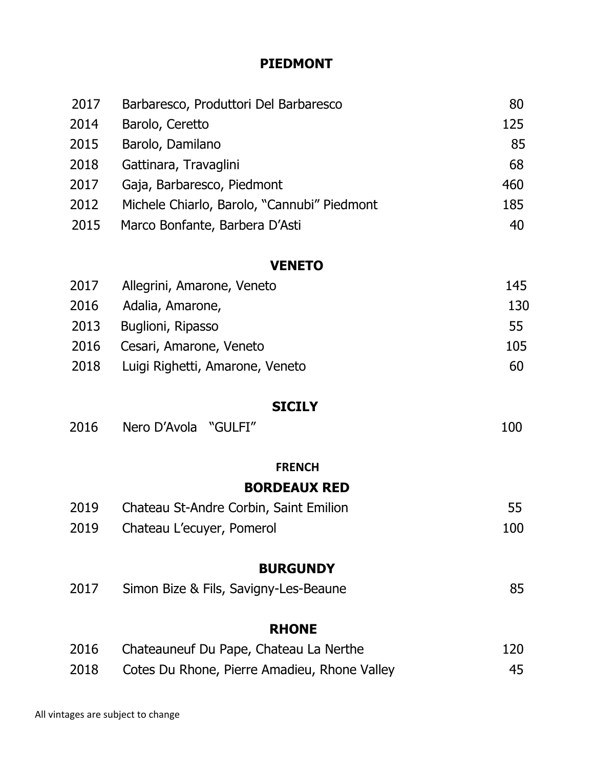## PIEDMONT

| | | |
|---|---|---|
| 2017 | Barbaresco, Produttori Del Barbaresco | 80 |
| 2014 | Barolo, Ceretto | 125 |
| 2015 | Barolo, Damilano | 85 |
| 2018 | Gattinara, Travaglini | 68 |
| 2017 | Gaja, Barbaresco, Piedmont | 460 |
| 2012 | Michele Chiarlo, Barolo, "Cannubi" Piedmont | 185 |
| 2015 | Marco Bonfante, Barbera D'Asti | 40 |

## VENETO

| | | |
|---|---|---|
| 2017 | Allegrini, Amarone, Veneto | 145 |
| 2016 | Adalia, Amarone, | 130 |
| 2013 | Buglioni, Ripasso | 55 |
| 2016 | Cesari, Amarone, Veneto | 105 |
| 2018 | Luigi Righetti, Amarone, Veneto | 60 |

## SICILY

| | | |
|---|---|---|
| 2016 | Nero D'Avola "GULFI" | 100 |

## FRENCH

### BORDEAUX RED

| | | |
|---|---|---|
| 2019 | Chateau St-Andre Corbin, Saint Emilion | 55 |
| 2019 | Chateau L'ecuyer, Pomerol | 100 |

### BURGUNDY

| | | |
|---|---|---|
| 2017 | Simon Bize & Fils, Savigny-Les-Beaune | 85 |

### RHONE

| | | |
|---|---|---|
| 2016 | Chateauneuf Du Pape, Chateau La Nerthe | 120 |
| 2018 | Cotes Du Rhone, Pierre Amadieu, Rhone Valley | 45 |

All vintages are subject to change